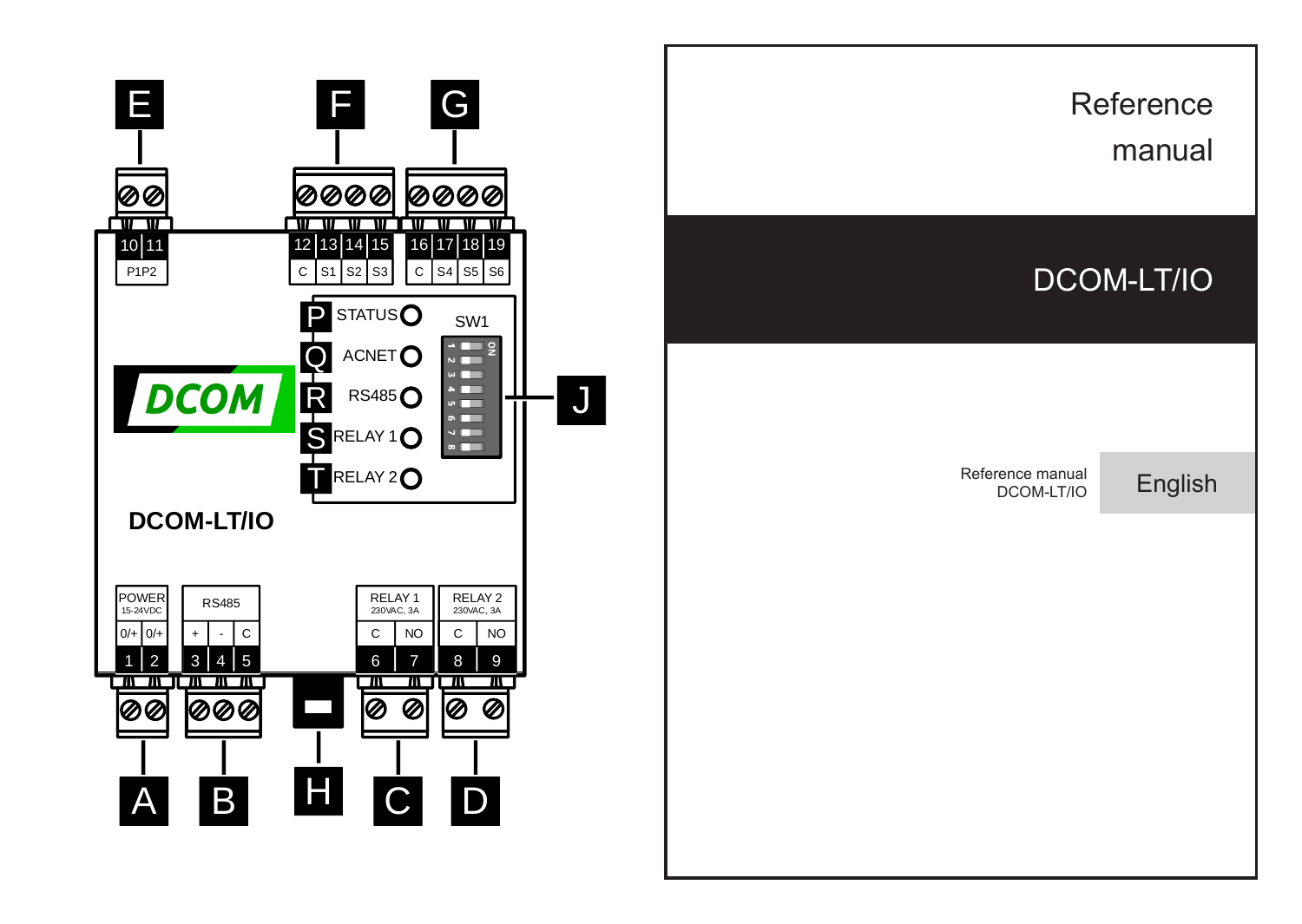# Reference manual

## DCOM-LT/IO

Reference manual
DCOM-LT/IO

English

E F G

10 11
P1P2

12 13 14 15
C S1 S2 S3

16 17 18 19
C S4 S5 S6

P STATUS
Q ACNET
R RS485
S RELAY 1
T RELAY 2

SW1

J

DCOM

DCOM-LT/IO

| POWER 15-24VDC | | RS485 | | | RELAY 1 230VAC, 3A | | RELAY 2 230VAC, 3A | |
|---|---|---|---|---|---|---|---|---|
| 0/+ | 0/+ | + | - | C | C | NO | C | NO |
| 1 | 2 | 3 | 4 | 5 | 6 | 7 | 8 | 9 |

A B H C D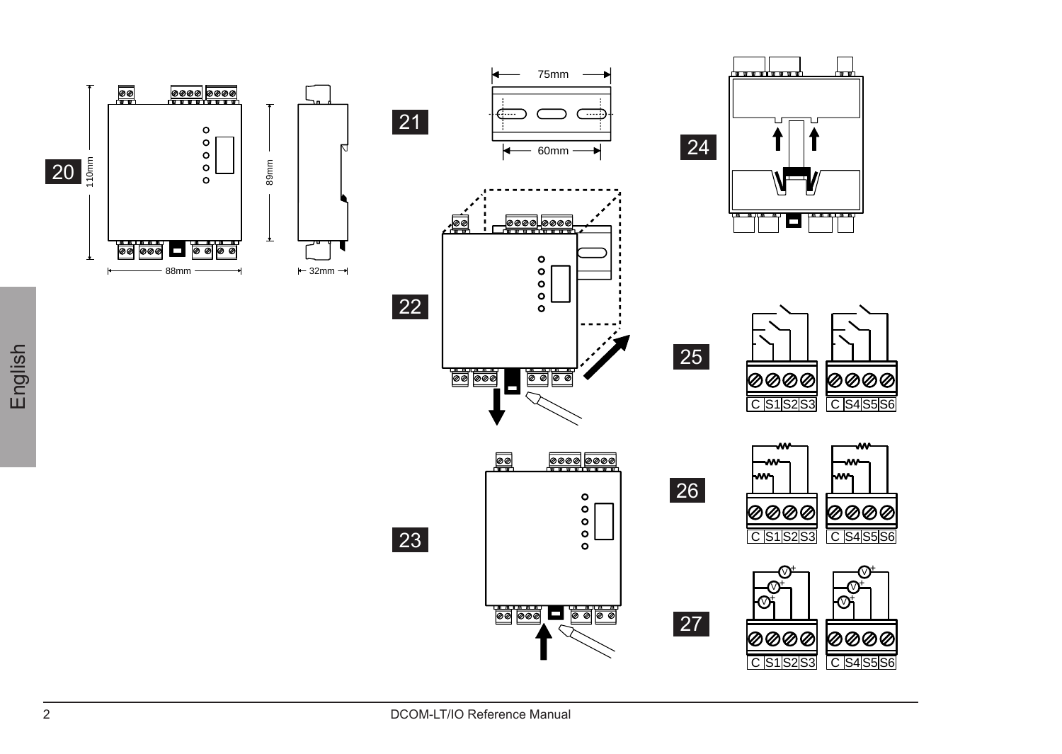English

20

110mm

89mm

88mm

32mm

21

75mm

60mm

22

23

24

25

C S1 S2 S3 C S4 S5 S6

26

C S1 S2 S3 C S4 S5 S6

27

C S1 S2 S3 C S4 S5 S6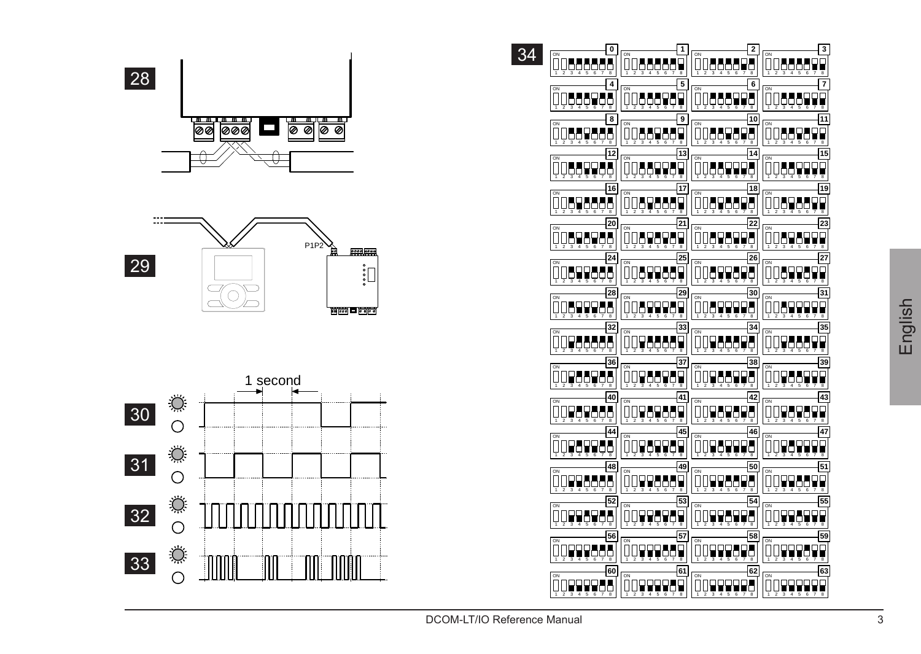28

29

P1P2

30

31

32

33

1 second

34

English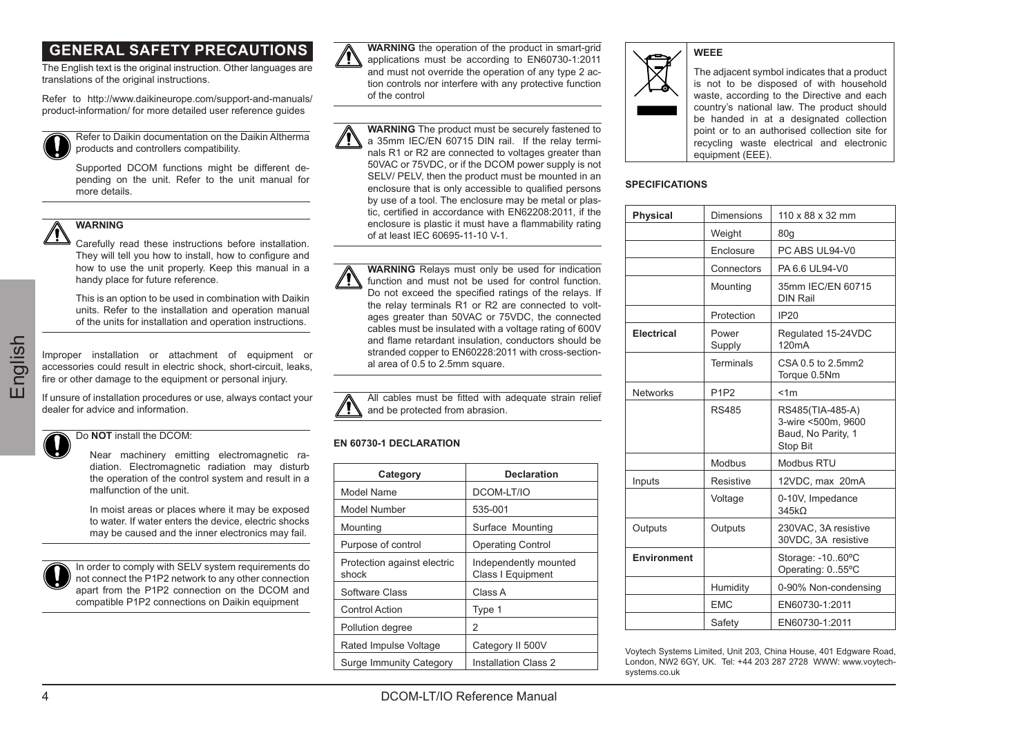## GENERAL SAFETY PRECAUTIONS

The English text is the original instruction. Other languages are translations of the original instructions.

Refer to http://www.daikineurope.com/support-and-manuals/product-information/ for more detailed user reference guides

Refer to Daikin documentation on the Daikin Altherma products and controllers compatibility.

Supported DCOM functions might be different depending on the unit. Refer to the unit manual for more details.

**WARNING**

Carefully read these instructions before installation. They will tell you how to install, how to configure and how to use the unit properly. Keep this manual in a handy place for future reference.

This is an option to be used in combination with Daikin units. Refer to the installation and operation manual of the units for installation and operation instructions.

Improper installation or attachment of equipment or accessories could result in electric shock, short-circuit, leaks, fire or other damage to the equipment or personal injury.

If unsure of installation procedures or use, always contact your dealer for advice and information.

Do **NOT** install the DCOM:

Near machinery emitting electromagnetic radiation. Electromagnetic radiation may disturb the operation of the control system and result in a malfunction of the unit.

In moist areas or places where it may be exposed to water. If water enters the device, electric shocks may be caused and the inner electronics may fail.

In order to comply with SELV system requirements do not connect the P1P2 network to any other connection apart from the P1P2 connection on the DCOM and compatible P1P2 connections on Daikin equipment

**WARNING** the operation of the product in smart-grid applications must be according to EN60730-1:2011 and must not override the operation of any type 2 action controls nor interfere with any protective function of the control

**WARNING** The product must be securely fastened to a 35mm IEC/EN 60715 DIN rail. If the relay terminals R1 or R2 are connected to voltages greater than 50VAC or 75VDC, or if the DCOM power supply is not SELV/ PELV, then the product must be mounted in an enclosure that is only accessible to qualified persons by use of a tool. The enclosure may be metal or plastic, certified in accordance with EN62208:2011, if the enclosure is plastic it must have a flammability rating of at least IEC 60695-11-10 V-1.

**WARNING** Relays must only be used for indication function and must not be used for control function. Do not exceed the specified ratings of the relays. If the relay terminals R1 or R2 are connected to voltages greater than 50VAC or 75VDC, the connected cables must be insulated with a voltage rating of 600V and flame retardant insulation, conductors should be stranded copper to EN60228:2011 with cross-sectional area of 0.5 to 2.5mm square.

All cables must be fitted with adequate strain relief and be protected from abrasion.

### EN 60730-1 DECLARATION

| Category | Declaration |
|---|---|
| Model Name | DCOM-LT/IO |
| Model Number | 535-001 |
| Mounting | Surface Mounting |
| Purpose of control | Operating Control |
| Protection against electric shock | Independently mounted Class I Equipment |
| Software Class | Class A |
| Control Action | Type 1 |
| Pollution degree | 2 |
| Rated Impulse Voltage | Category II 500V |
| Surge Immunity Category | Installation Class 2 |

**WEEE**

The adjacent symbol indicates that a product is not to be disposed of with household waste, according to the Directive and each country's national law. The product should be handed in at a designated collection point or to an authorised collection site for recycling waste electrical and electronic equipment (EEE).

### SPECIFICATIONS

| | | |
|---|---|---|
| **Physical** | Dimensions | 110 x 88 x 32 mm |
| | Weight | 80g |
| | Enclosure | PC ABS UL94-V0 |
| | Connectors | PA 6.6 UL94-V0 |
| | Mounting | 35mm IEC/EN 60715 DIN Rail |
| | Protection | IP20 |
| **Electrical** | Power Supply | Regulated 15-24VDC 120mA |
| | Terminals | CSA 0.5 to 2.5mm2 Torque 0.5Nm |
| Networks | P1P2 | <1m |
| | RS485 | RS485(TIA-485-A) 3-wire <500m, 9600 Baud, No Parity, 1 Stop Bit |
| | Modbus | Modbus RTU |
| Inputs | Resistive | 12VDC, max 20mA |
| | Voltage | 0-10V, Impedance 345kΩ |
| Outputs | Outputs | 230VAC, 3A resistive 30VDC, 3A resistive |
| **Environment** | | Storage: -10..60ºC Operating: 0..55ºC |
| | Humidity | 0-90% Non-condensing |
| | EMC | EN60730-1:2011 |
| | Safety | EN60730-1:2011 |

Voytech Systems Limited, Unit 203, China House, 401 Edgware Road, London, NW2 6GY, UK. Tel: +44 203 287 2728 WWW: www.voytech-systems.co.uk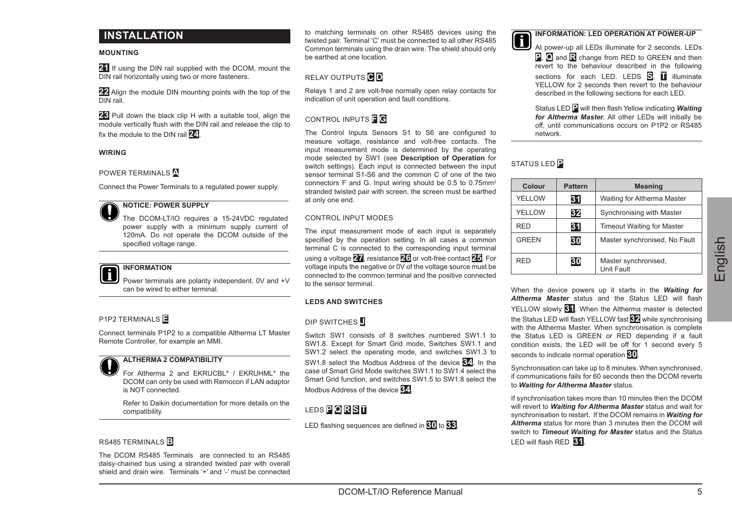## INSTALLATION

### MOUNTING

**21** If using the DIN rail supplied with the DCOM, mount the DIN rail horizontally using two or more fasteners.

**22** Align the module DIN mounting points with the top of the DIN rail.

**23** Pull down the black clip H with a suitable tool, align the module vertically flush with the DIN rail and release the clip to fix the module to the DIN rail **24**.

### WIRING

#### POWER TERMINALS A

Connect the Power Terminals to a regulated power supply.

> **NOTICE: POWER SUPPLY**
>
> The DCOM-LT/IO requires a 15-24VDC regulated power supply with a minimum supply current of 120mA. Do not operate the DCOM outside of the specified voltage range.

> **INFORMATION**
>
> Power terminals are polarity independent. 0V and +V can be wired to either terminal.

#### P1P2 TERMINALS E

Connect terminals P1P2 to a compatible Altherma LT Master Remote Controller, for example an MMI.

> **ALTHERMA 2 COMPATIBILITY**
>
> For Altherma 2 and EKRUCBL* / EKRUHML* the DCOM can only be used with Remocon if LAN adaptor is NOT connected.
>
> Refer to Daikin documentation for more details on the compatibility.

#### RS485 TERMINALS B

The DCOM RS485 Terminals are connected to an RS485 daisy-chained bus using a stranded twisted pair with overall shield and drain wire. Terminals '+' and '-' must be connected to matching terminals on other RS485 devices using the twisted pair. Terminal 'C' must be connected to all other RS485 Common terminals using the drain wire. The shield should only be earthed at one location.

#### RELAY OUTPUTS C D

Relays 1 and 2 are volt-free normally open relay contacts for indication of unit operation and fault conditions.

#### CONTROL INPUTS F G

The Control Inputs Sensors S1 to S6 are configured to measure voltage, resistance and volt-free contacts. The input measurement mode is determined by the operating mode selected by SW1 (see **Description of Operation** for switch settings). Each input is connected between the input sensor terminal S1-S6 and the common C of one of the two connectors F and G. Input wiring should be 0.5 to 0.75mm$^2$ stranded twisted pair with screen, the screen must be earthed at only one end.

#### CONTROL INPUT MODES

The input measurement mode of each input is separately specified by the operation setting. In all cases a common terminal C is connected to the corresponding input terminal using a voltage **27**, resistance **26** or volt-free contact **25**. For voltage inputs the negative or 0V of the voltage source must be connected to the common terminal and the positive connected to the sensor terminal.

### LEDS AND SWITCHES

#### DIP SWITCHES J

Switch SW1 consists of 8 switches numbered SW1.1 to SW1.8. Except for Smart Grid mode, Switches SW1.1 and SW1.2 select the operating mode, and switches SW1.3 to SW1.8 select the Modbus Address of the device **34**. In the case of Smart Grid Mode switches SW1.1 to SW1.4 select the Smart Grid function, and switches SW1.5 to SW1.8 select the Modbus Address of the device **34**.

#### LEDS P Q R S T

LED flashing sequences are defined in **30** to **33**.

> **INFORMATION: LED OPERATION AT POWER-UP**
>
> At power-up all LEDs illuminate for 2 seconds. LEDs **P**, **Q** and **R** change from RED to GREEN and then revert to the behaviour described in the following sections for each LED. LEDS **S**, **T** illuminate YELLOW for 2 seconds then revert to the behaviour described in the following sections for each LED.
>
> Status LED **P** will then flash Yellow indicating ***Waiting for Altherma Master***. All other LEDs will initially be off, until communications occurs on P1P2 or RS485 network.

#### STATUS LED P

| Colour | Pattern | Meaning |
|---|---|---|
| YELLOW | 31 | Waiting for Altherma Master |
| YELLOW | 32 | Synchronising with Master |
| RED | 31 | Timeout Waiting for Master |
| GREEN | 30 | Master synchronised, No Fault |
| RED | 30 | Master synchronised, Unit Fault |

When the device powers up it starts in the ***Waiting for Altherma Master*** status and the Status LED will flash YELLOW slowly **31**. When the Altherma master is detected the Status LED will flash YELLOW fast **32** while synchronising with the Altherma Master. When synchronisation is complete the Status LED is GREEN or RED depending if a fault condition exists, the LED will be off for 1 second every 5 seconds to indicate normal operation **30**.

Synchronisation can take up to 8 minutes. When synchronised, if communications fails for 60 seconds then the DCOM reverts to ***Waiting for Altherma Master*** status.

If synchronisation takes more than 10 minutes then the DCOM will revert to ***Waiting for Altherma Master*** status and wait for synchronisation to restart. If the DCOM remains in ***Waiting for Altherma*** status for more than 3 minutes then the DCOM will switch to ***Timeout Waiting for Master*** status and the Status LED will flash RED **31**.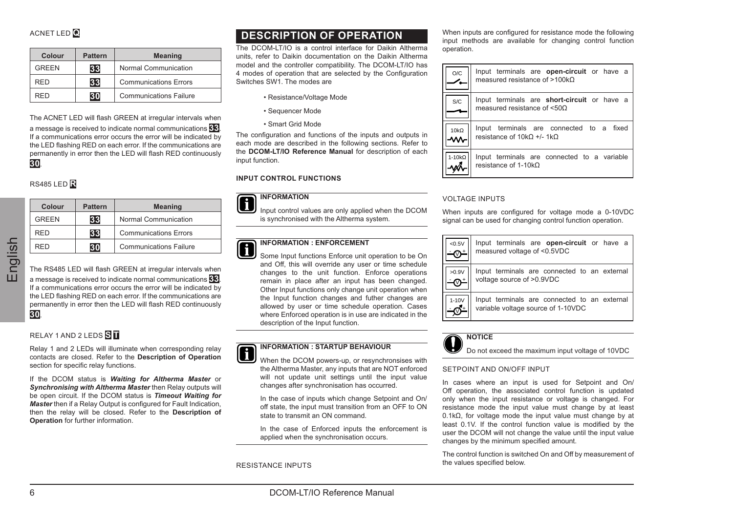ACNET LED **Q**

| Colour | Pattern | Meaning |
|---|---|---|
| GREEN | 33 | Normal Communication |
| RED | 33 | Communications Errors |
| RED | 30 | Communications Failure |

The ACNET LED will flash GREEN at irregular intervals when a message is received to indicate normal communications **33**. If a communications error occurs the error will be indicated by the LED flashing RED on each error. If the communications are permanently in error then the LED will flash RED continuously **30**.

RS485 LED **R**

| Colour | Pattern | Meaning |
|---|---|---|
| GREEN | 33 | Normal Communication |
| RED | 33 | Communications Errors |
| RED | 30 | Communications Failure |

The RS485 LED will flash GREEN at irregular intervals when a message is received to indicate normal communications **33**. If a communications error occurs the error will be indicated by the LED flashing RED on each error. If the communications are permanently in error then the LED will flash RED continuously **30**.

RELAY 1 AND 2 LEDS **S** **T**

Relay 1 and 2 LEDs will illuminate when corresponding relay contacts are closed. Refer to the **Description of Operation** section for specific relay functions.

If the DCOM status is ***Waiting for Altherma Master*** or ***Synchronising with Altherma Master*** then Relay outputs will be open circuit. If the DCOM status is ***Timeout Waiting for Master*** then if a Relay Output is configured for Fault Indication, then the relay will be closed. Refer to the **Description of Operation** for further information.

## DESCRIPTION OF OPERATION

The DCOM-LT/IO is a control interface for Daikin Altherma units, refer to Daikin documentation on the Daikin Altherma model and the controller compatibility. The DCOM-LT/IO has 4 modes of operation that are selected by the Configuration Switches SW1. The modes are

- Resistance/Voltage Mode
- Sequencer Mode
- Smart Grid Mode

The configuration and functions of the inputs and outputs in each mode are described in the following sections. Refer to the **DCOM-LT/IO Reference Manual** for description of each input function.

### INPUT CONTROL FUNCTIONS

**INFORMATION**

Input control values are only applied when the DCOM is synchronised with the Altherma system.

**INFORMATION : ENFORCEMENT**

Some Input functions Enforce unit operation to be On and Off, this will override any user or time schedule changes to the unit function. Enforce operations remain in place after an input has been changed. Other Input functions only change unit operation when the Input function changes and futher changes are allowed by user or time schedule operation. Cases where Enforced operation is in use are indicated in the description of the Input function.

**INFORMATION : STARTUP BEHAVIOUR**

When the DCOM powers-up, or resynchronsises with the Altherma Master, any inputs that are NOT enforced will not update unit settings until the input value changes after synchronisation has occurred.

In the case of inputs which change Setpoint and On/off state, the input must transition from an OFF to ON state to transmit an ON command.

In the case of Enforced inputs the enforcement is applied when the synchronisation occurs.

RESISTANCE INPUTS

When inputs are configured for resistance mode the following input methods are available for changing control function operation.

| | |
|---|---|
| O/C | Input terminals are **open-circuit** or have a measured resistance of >100kΩ |
| S/C | Input terminals are **short-circuit** or have a measured resistance of <50Ω |
| 10kΩ | Input terminals are connected to a fixed resistance of 10kΩ +/- 1kΩ |
| 1-10kΩ | Input terminals are connected to a variable resistance of 1-10kΩ |

VOLTAGE INPUTS

When inputs are configured for voltage mode a 0-10VDC signal can be used for changing control function operation.

| | |
|---|---|
| <0.5V | Input terminals are **open-circuit** or have a measured voltage of <0.5VDC |
| >0.9V | Input terminals are connected to an external voltage source of >0.9VDC |
| 1-10V | Input terminals are connected to an external variable voltage source of 1-10VDC |

**NOTICE**

Do not exceed the maximum input voltage of 10VDC

SETPOINT AND ON/OFF INPUT

In cases where an input is used for Setpoint and On/Off operation, the associated control function is updated only when the input resistance or voltage is changed. For resistance mode the input value must change by at least 0.1kΩ, for voltage mode the input value must change by at least 0.1V. If the control function value is modified by the user the DCOM will not change the value until the input value changes by the minimum specified amount.

The control function is switched On and Off by measurement of the values specified below.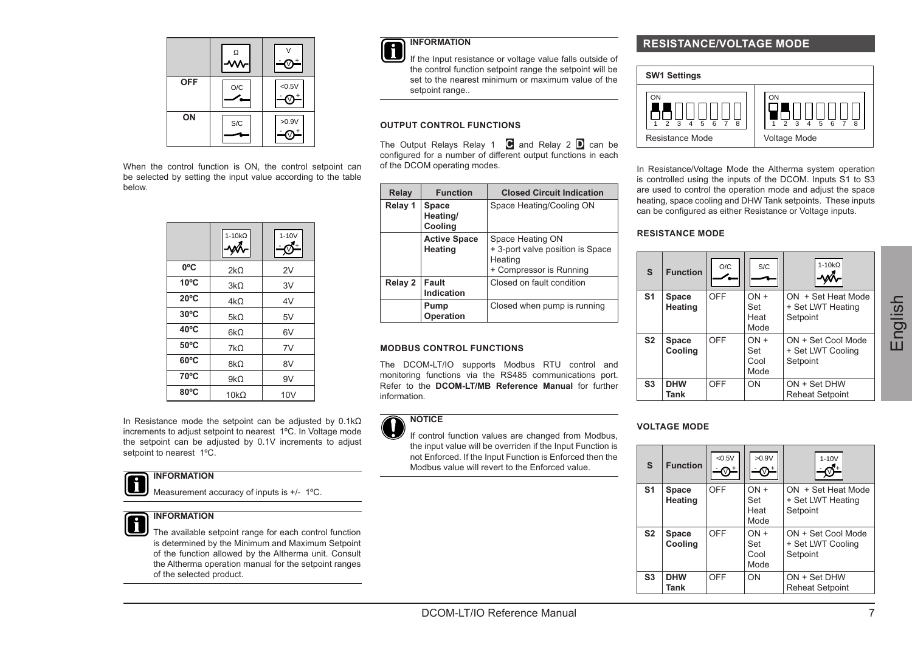| | Ω | V |
|---|---|---|
| **OFF** | O/C | <0.5V |
| **ON** | S/C | >0.9V |

When the control function is ON, the control setpoint can be selected by setting the input value according to the table below.

| | 1-10kΩ | 1-10V |
|---|---|---|
| **0ºC** | 2kΩ | 2V |
| **10ºC** | 3kΩ | 3V |
| **20ºC** | 4kΩ | 4V |
| **30ºC** | 5kΩ | 5V |
| **40ºC** | 6kΩ | 6V |
| **50ºC** | 7kΩ | 7V |
| **60ºC** | 8kΩ | 8V |
| **70ºC** | 9kΩ | 9V |
| **80ºC** | 10kΩ | 10V |

In Resistance mode the setpoint can be adjusted by 0.1kΩ increments to adjust setpoint to nearest 1ºC. In Voltage mode the setpoint can be adjusted by 0.1V increments to adjust setpoint to nearest 1ºC.

**INFORMATION**

Measurement accuracy of inputs is +/- 1ºC.

**INFORMATION**

The available setpoint range for each control function is determined by the Minimum and Maximum Setpoint of the function allowed by the Altherma unit. Consult the Altherma operation manual for the setpoint ranges of the selected product.

**INFORMATION**

If the Input resistance or voltage value falls outside of the control function setpoint range the setpoint will be set to the nearest minimum or maximum value of the setpoint range..

### OUTPUT CONTROL FUNCTIONS

The Output Relays Relay 1 **C** and Relay 2 **D** can be configured for a number of different output functions in each of the DCOM operating modes.

| Relay | Function | Closed Circuit Indication |
|---|---|---|
| **Relay 1** | **Space Heating/ Cooling** | Space Heating/Cooling ON |
| | **Active Space Heating** | Space Heating ON + 3-port valve position is Space Heating + Compressor is Running |
| **Relay 2** | **Fault Indication** | Closed on fault condition |
| | **Pump Operation** | Closed when pump is running |

### MODBUS CONTROL FUNCTIONS

The DCOM-LT/IO supports Modbus RTU control and monitoring functions via the RS485 communications port. Refer to the **DCOM-LT/MB Reference Manual** for further information.

**NOTICE**

If control function values are changed from Modbus, the input value will be overriden if the Input Function is not Enforced. If the Input Function is Enforced then the Modbus value will revert to the Enforced value.

## RESISTANCE/VOLTAGE MODE

**SW1 Settings**

| Resistance Mode | Voltage Mode |
|---|---|
| ON, switches 1–8 (switch 1 ON) | ON, switches 1–8 (switches 1 and 2 ON) |

In Resistance/Voltage Mode the Altherma system operation is controlled using the inputs of the DCOM. Inputs S1 to S3 are used to control the operation mode and adjust the space heating, space cooling and DHW Tank setpoints. These inputs can be configured as either Resistance or Voltage inputs.

### RESISTANCE MODE

| S | Function | O/C | S/C | 1-10kΩ |
|---|---|---|---|---|
| **S1** | **Space Heating** | OFF | ON + Set Heat Mode | ON + Set Heat Mode + Set LWT Heating Setpoint |
| **S2** | **Space Cooling** | OFF | ON + Set Cool Mode | ON + Set Cool Mode + Set LWT Cooling Setpoint |
| **S3** | **DHW Tank** | OFF | ON | ON + Set DHW Reheat Setpoint |

### VOLTAGE MODE

| S | Function | <0.5V | >0.9V | 1-10V |
|---|---|---|---|---|
| **S1** | **Space Heating** | OFF | ON + Set Heat Mode | ON + Set Heat Mode + Set LWT Heating Setpoint |
| **S2** | **Space Cooling** | OFF | ON + Set Cool Mode | ON + Set Cool Mode + Set LWT Cooling Setpoint |
| **S3** | **DHW Tank** | OFF | ON | ON + Set DHW Reheat Setpoint |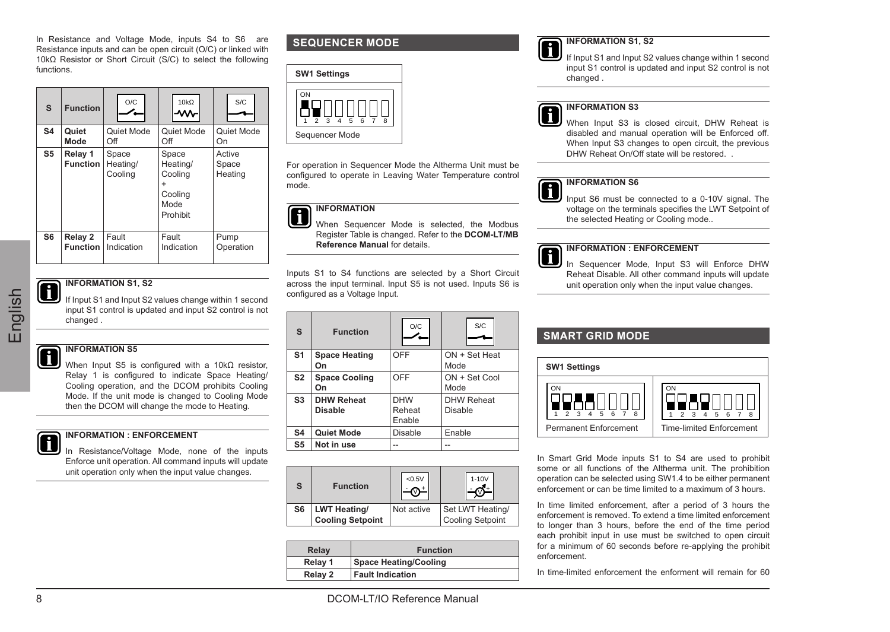In Resistance and Voltage Mode, inputs S4 to S6 are Resistance inputs and can be open circuit (O/C) or linked with 10kΩ Resistor or Short Circuit (S/C) to select the following functions.

| S | Function | O/C | 10kΩ | S/C |
|---|---|---|---|---|
| **S4** | **Quiet Mode** | Quiet Mode Off | Quiet Mode Off | Quiet Mode On |
| **S5** | **Relay 1 Function** | Space Heating/ Cooling | Space Heating/ Cooling + Cooling Mode Prohibit | Active Space Heating |
| **S6** | **Relay 2 Function** | Fault Indication | Fault Indication | Pump Operation |

**INFORMATION S1, S2**

If Input S1 and Input S2 values change within 1 second input S1 control is updated and input S2 control is not changed .

**INFORMATION S5**

When Input S5 is configured with a 10kΩ resistor, Relay 1 is configured to indicate Space Heating/ Cooling operation, and the DCOM prohibits Cooling Mode. If the unit mode is changed to Cooling Mode then the DCOM will change the mode to Heating.

**INFORMATION : ENFORCEMENT**

In Resistance/Voltage Mode, none of the inputs Enforce unit operation. All command inputs will update unit operation only when the input value changes.

## SEQUENCER MODE

**SW1 Settings**

ON 1 2 3 4 5 6 7 8

Sequencer Mode

For operation in Sequencer Mode the Altherma Unit must be configured to operate in Leaving Water Temperature control mode.

**INFORMATION**

When Sequencer Mode is selected, the Modbus Register Table is changed. Refer to the **DCOM-LT/MB Reference Manual** for details.

Inputs S1 to S4 functions are selected by a Short Circuit across the input terminal. Input S5 is not used. Inputs S6 is configured as a Voltage Input.

| S | Function | O/C | S/C |
|---|---|---|---|
| **S1** | **Space Heating On** | OFF | ON + Set Heat Mode |
| **S2** | **Space Cooling On** | OFF | ON + Set Cool Mode |
| **S3** | **DHW Reheat Disable** | DHW Reheat Enable | DHW Reheat Disable |
| **S4** | **Quiet Mode** | Disable | Enable |
| **S5** | **Not in use** | -- | -- |

| S | Function | <0.5V | 1-10V |
|---|---|---|---|
| **S6** | **LWT Heating/ Cooling Setpoint** | Not active | Set LWT Heating/ Cooling Setpoint |

| Relay | Function |
|---|---|
| **Relay 1** | **Space Heating/Cooling** |
| **Relay 2** | **Fault Indication** |

**INFORMATION S1, S2**

If Input S1 and Input S2 values change within 1 second input S1 control is updated and input S2 control is not changed .

**INFORMATION S3**

When Input S3 is closed circuit, DHW Reheat is disabled and manual operation will be Enforced off. When Input S3 changes to open circuit, the previous DHW Reheat On/Off state will be restored. .

**INFORMATION S6**

Input S6 must be connected to a 0-10V signal. The voltage on the terminals specifies the LWT Setpoint of the selected Heating or Cooling mode..

**INFORMATION : ENFORCEMENT**

In Sequencer Mode, Input S3 will Enforce DHW Reheat Disable. All other command inputs will update unit operation only when the input value changes.

## SMART GRID MODE

**SW1 Settings**

| ON 1 2 3 4 5 6 7 8 | ON 1 2 3 4 5 6 7 8 |
|---|---|
| Permanent Enforcement | Time-limited Enforcement |

In Smart Grid Mode inputs S1 to S4 are used to prohibit some or all functions of the Altherma unit. The prohibition operation can be selected using SW1.4 to be either permanent enforcement or can be time limited to a maximum of 3 hours.

In time limited enforcement, after a period of 3 hours the enforcement is removed. To extend a time limited enforcement to longer than 3 hours, before the end of the time period each prohibit input in use must be switched to open circuit for a minimum of 60 seconds before re-applying the prohibit enforcement.

In time-limited enforcement the enforment will remain for 60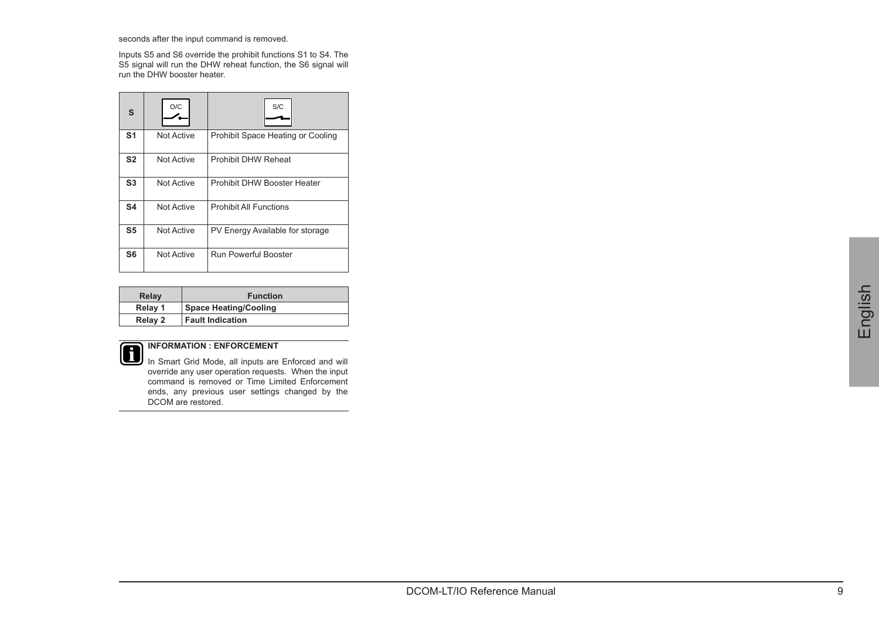seconds after the input command is removed.

Inputs S5 and S6 override the prohibit functions S1 to S4. The S5 signal will run the DHW reheat function, the S6 signal will run the DHW booster heater.

| S | O/C | S/C |
|---|---|---|
| S1 | Not Active | Prohibit Space Heating or Cooling |
| S2 | Not Active | Prohibit DHW Reheat |
| S3 | Not Active | Prohibit DHW Booster Heater |
| S4 | Not Active | Prohibit All Functions |
| S5 | Not Active | PV Energy Available for storage |
| S6 | Not Active | Run Powerful Booster |

| Relay | Function |
|---|---|
| Relay 1 | Space Heating/Cooling |
| Relay 2 | Fault Indication |

**INFORMATION : ENFORCEMENT**

In Smart Grid Mode, all inputs are Enforced and will override any user operation requests. When the input command is removed or Time Limited Enforcement ends, any previous user settings changed by the DCOM are restored.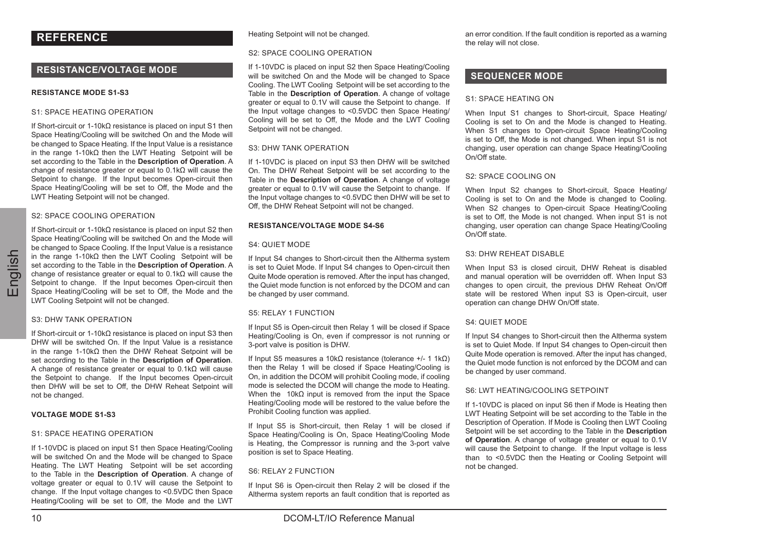# REFERENCE

## RESISTANCE/VOLTAGE MODE

### RESISTANCE MODE S1-S3

S1: SPACE HEATING OPERATION

If Short-circuit or 1-10kΩ resistance is placed on input S1 then Space Heating/Cooling will be switched On and the Mode will be changed to Space Heating. If the Input Value is a resistance in the range 1-10kΩ then the LWT Heating Setpoint will be set according to the Table in the **Description of Operation**. A change of resistance greater or equal to 0.1kΩ will cause the Setpoint to change. If the Input becomes Open-circuit then Space Heating/Cooling will be set to Off, the Mode and the LWT Heating Setpoint will not be changed.

S2: SPACE COOLING OPERATION

If Short-circuit or 1-10kΩ resistance is placed on input S2 then Space Heating/Cooling will be switched On and the Mode will be changed to Space Cooling. If the Input Value is a resistance in the range 1-10kΩ then the LWT Cooling Setpoint will be set according to the Table in the **Description of Operation**. A change of resistance greater or equal to 0.1kΩ will cause the Setpoint to change. If the Input becomes Open-circuit then Space Heating/Cooling will be set to Off, the Mode and the LWT Cooling Setpoint will not be changed.

S3: DHW TANK OPERATION

If Short-circuit or 1-10kΩ resistance is placed on input S3 then DHW will be switched On. If the Input Value is a resistance in the range 1-10kΩ then the DHW Reheat Setpoint will be set according to the Table in the **Description of Operation**. A change of resistance greater or equal to 0.1kΩ will cause the Setpoint to change. If the Input becomes Open-circuit then DHW will be set to Off, the DHW Reheat Setpoint will not be changed.

### VOLTAGE MODE S1-S3

S1: SPACE HEATING OPERATION

If 1-10VDC is placed on input S1 then Space Heating/Cooling will be switched On and the Mode will be changed to Space Heating. The LWT Heating Setpoint will be set according to the Table in the **Description of Operation**. A change of voltage greater or equal to 0.1V will cause the Setpoint to change. If the Input voltage changes to <0.5VDC then Space Heating/Cooling will be set to Off, the Mode and the LWT Heating Setpoint will not be changed.

S2: SPACE COOLING OPERATION

If 1-10VDC is placed on input S2 then Space Heating/Cooling will be switched On and the Mode will be changed to Space Cooling. The LWT Cooling Setpoint will be set according to the Table in the **Description of Operation**. A change of voltage greater or equal to 0.1V will cause the Setpoint to change. If the Input voltage changes to <0.5VDC then Space Heating/Cooling will be set to Off, the Mode and the LWT Cooling Setpoint will not be changed.

S3: DHW TANK OPERATION

If 1-10VDC is placed on input S3 then DHW will be switched On. The DHW Reheat Setpoint will be set according to the Table in the **Description of Operation**. A change of voltage greater or equal to 0.1V will cause the Setpoint to change. If the Input voltage changes to <0.5VDC then DHW will be set to Off, the DHW Reheat Setpoint will not be changed.

### RESISTANCE/VOLTAGE MODE S4-S6

S4: QUIET MODE

If Input S4 changes to Short-circuit then the Altherma system is set to Quiet Mode. If Input S4 changes to Open-circuit then Quite Mode operation is removed. After the input has changed, the Quiet mode function is not enforced by the DCOM and can be changed by user command.

S5: RELAY 1 FUNCTION

If Input S5 is Open-circuit then Relay 1 will be closed if Space Heating/Cooling is On, even if compressor is not running or 3-port valve is position is DHW.

If Input S5 measures a 10kΩ resistance (tolerance +/- 1 1kΩ) then the Relay 1 will be closed if Space Heating/Cooling is On, in addition the DCOM will prohibit Cooling mode, if cooling mode is selected the DCOM will change the mode to Heating. When the 10kΩ input is removed from the input the Space Heating/Cooling mode will be restored to the value before the Prohibit Cooling function was applied.

If Input S5 is Short-circuit, then Relay 1 will be closed if Space Heating/Cooling is On, Space Heating/Cooling Mode is Heating, the Compressor is running and the 3-port valve position is set to Space Heating.

S6: RELAY 2 FUNCTION

If Input S6 is Open-circuit then Relay 2 will be closed if the Altherma system reports an fault condition that is reported as an error condition. If the fault condition is reported as a warning the relay will not close.

## SEQUENCER MODE

S1: SPACE HEATING ON

When Input S1 changes to Short-circuit, Space Heating/Cooling is set to On and the Mode is changed to Heating. When S1 changes to Open-circuit Space Heating/Cooling is set to Off, the Mode is not changed. When input S1 is not changing, user operation can change Space Heating/Cooling On/Off state.

S2: SPACE COOLING ON

When Input S2 changes to Short-circuit, Space Heating/Cooling is set to On and the Mode is changed to Cooling. When S2 changes to Open-circuit Space Heating/Cooling is set to Off, the Mode is not changed. When input S1 is not changing, user operation can change Space Heating/Cooling On/Off state.

S3: DHW REHEAT DISABLE

When Input S3 is closed circuit, DHW Reheat is disabled and manual operation will be overridden off. When Input S3 changes to open circuit, the previous DHW Reheat On/Off state will be restored When input S3 is Open-circuit, user operation can change DHW On/Off state.

S4: QUIET MODE

If Input S4 changes to Short-circuit then the Altherma system is set to Quiet Mode. If Input S4 changes to Open-circuit then Quite Mode operation is removed. After the input has changed, the Quiet mode function is not enforced by the DCOM and can be changed by user command.

S6: LWT HEATING/COOLING SETPOINT

If 1-10VDC is placed on input S6 then if Mode is Heating then LWT Heating Setpoint will be set according to the Table in the Description of Operation. If Mode is Cooling then LWT Cooling Setpoint will be set according to the Table in the **Description of Operation**. A change of voltage greater or equal to 0.1V will cause the Setpoint to change. If the Input voltage is less than to <0.5VDC then the Heating or Cooling Setpoint will not be changed.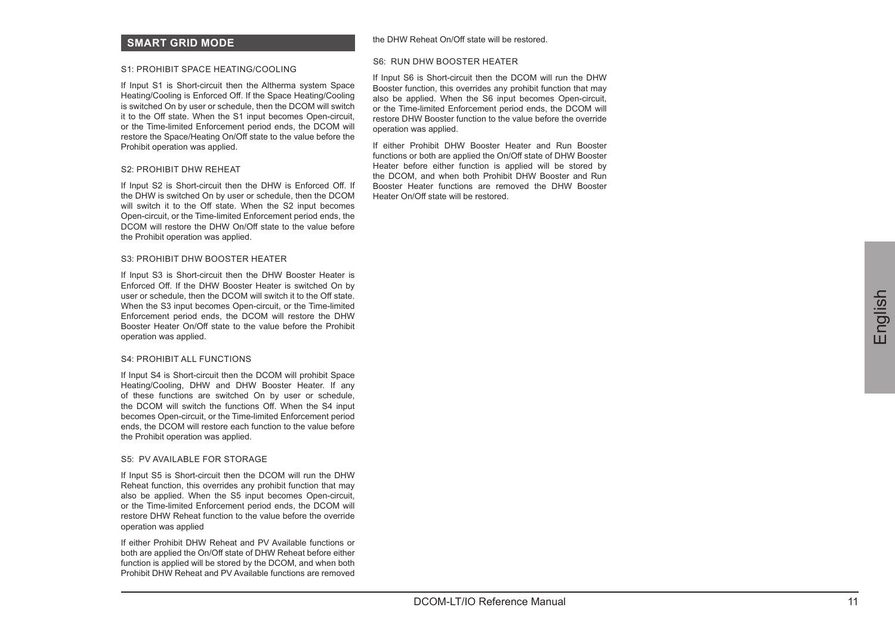## SMART GRID MODE

### S1: PROHIBIT SPACE HEATING/COOLING

If Input S1 is Short-circuit then the Altherma system Space Heating/Cooling is Enforced Off. If the Space Heating/Cooling is switched On by user or schedule, then the DCOM will switch it to the Off state. When the S1 input becomes Open-circuit, or the Time-limited Enforcement period ends, the DCOM will restore the Space/Heating On/Off state to the value before the Prohibit operation was applied.

### S2: PROHIBIT DHW REHEAT

If Input S2 is Short-circuit then the DHW is Enforced Off. If the DHW is switched On by user or schedule, then the DCOM will switch it to the Off state. When the S2 input becomes Open-circuit, or the Time-limited Enforcement period ends, the DCOM will restore the DHW On/Off state to the value before the Prohibit operation was applied.

### S3: PROHIBIT DHW BOOSTER HEATER

If Input S3 is Short-circuit then the DHW Booster Heater is Enforced Off. If the DHW Booster Heater is switched On by user or schedule, then the DCOM will switch it to the Off state. When the S3 input becomes Open-circuit, or the Time-limited Enforcement period ends, the DCOM will restore the DHW Booster Heater On/Off state to the value before the Prohibit operation was applied.

### S4: PROHIBIT ALL FUNCTIONS

If Input S4 is Short-circuit then the DCOM will prohibit Space Heating/Cooling, DHW and DHW Booster Heater. If any of these functions are switched On by user or schedule, the DCOM will switch the functions Off. When the S4 input becomes Open-circuit, or the Time-limited Enforcement period ends, the DCOM will restore each function to the value before the Prohibit operation was applied.

### S5: PV AVAILABLE FOR STORAGE

If Input S5 is Short-circuit then the DCOM will run the DHW Reheat function, this overrides any prohibit function that may also be applied. When the S5 input becomes Open-circuit, or the Time-limited Enforcement period ends, the DCOM will restore DHW Reheat function to the value before the override operation was applied

If either Prohibit DHW Reheat and PV Available functions or both are applied the On/Off state of DHW Reheat before either function is applied will be stored by the DCOM, and when both Prohibit DHW Reheat and PV Available functions are removed the DHW Reheat On/Off state will be restored.

### S6: RUN DHW BOOSTER HEATER

If Input S6 is Short-circuit then the DCOM will run the DHW Booster function, this overrides any prohibit function that may also be applied. When the S6 input becomes Open-circuit, or the Time-limited Enforcement period ends, the DCOM will restore DHW Booster function to the value before the override operation was applied.

If either Prohibit DHW Booster Heater and Run Booster Heater functions or both are applied the On/Off state of DHW Booster Heater before either function is applied will be stored by the DCOM, and when both Prohibit DHW Booster and Run Booster Heater functions are removed the DHW Booster Heater On/Off state will be restored.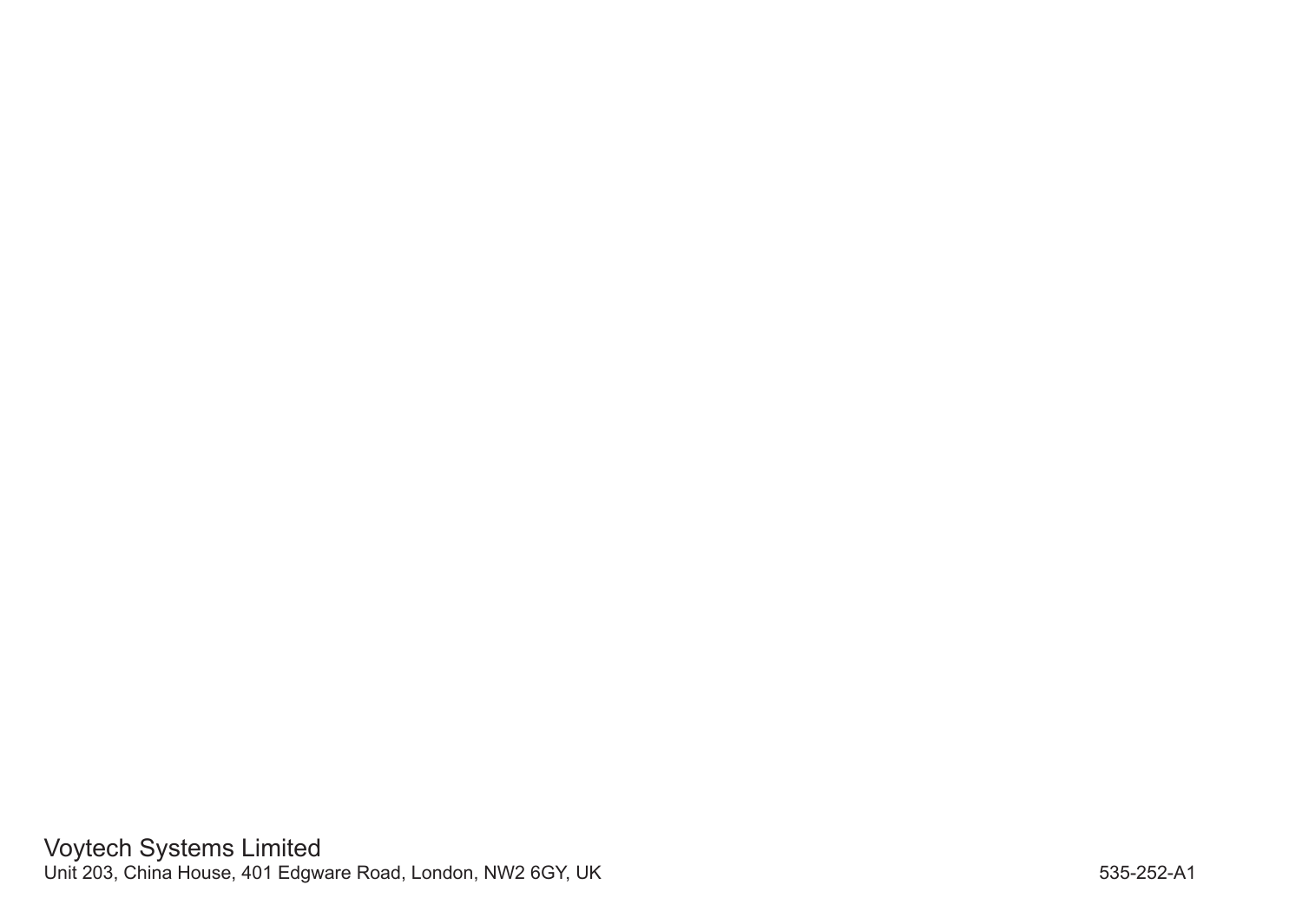Voytech Systems Limited

Unit 203, China House, 401 Edgware Road, London, NW2 6GY, UK

535-252-A1